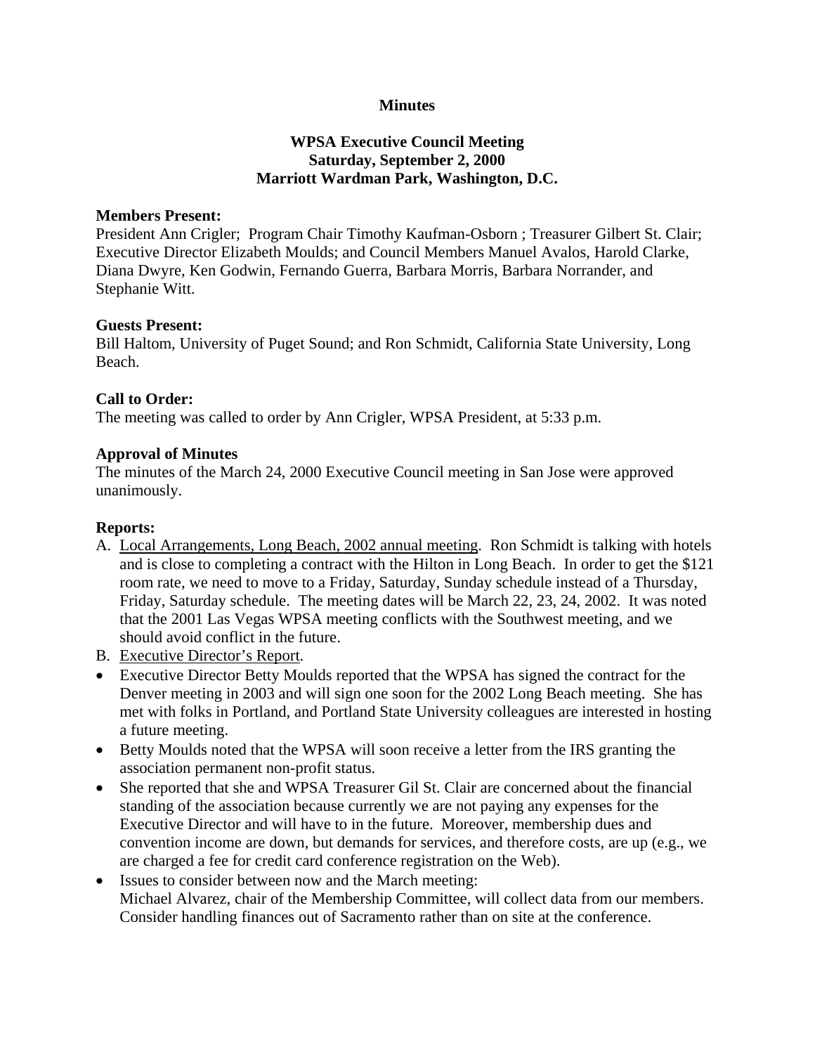**Minutes**

**WPSA Executive Council Meeting**
**Saturday, September 2, 2000**
**Marriott Wardman Park, Washington, D.C.**

**Members Present:**
President Ann Crigler; Program Chair Timothy Kaufman-Osborn ; Treasurer Gilbert St. Clair; Executive Director Elizabeth Moulds; and Council Members Manuel Avalos, Harold Clarke, Diana Dwyre, Ken Godwin, Fernando Guerra, Barbara Morris, Barbara Norrander, and Stephanie Witt.

**Guests Present:**
Bill Haltom, University of Puget Sound; and Ron Schmidt, California State University, Long Beach.

**Call to Order:**
The meeting was called to order by Ann Crigler, WPSA President, at 5:33 p.m.

**Approval of Minutes**
The minutes of the March 24, 2000 Executive Council meeting in San Jose were approved unanimously.

**Reports:**

A. <u>Local Arrangements, Long Beach, 2002 annual meeting</u>. Ron Schmidt is talking with hotels and is close to completing a contract with the Hilton in Long Beach. In order to get the $121 room rate, we need to move to a Friday, Saturday, Sunday schedule instead of a Thursday, Friday, Saturday schedule. The meeting dates will be March 22, 23, 24, 2002. It was noted that the 2001 Las Vegas WPSA meeting conflicts with the Southwest meeting, and we should avoid conflict in the future.

B. <u>Executive Director's Report</u>.

- Executive Director Betty Moulds reported that the WPSA has signed the contract for the Denver meeting in 2003 and will sign one soon for the 2002 Long Beach meeting. She has met with folks in Portland, and Portland State University colleagues are interested in hosting a future meeting.
- Betty Moulds noted that the WPSA will soon receive a letter from the IRS granting the association permanent non-profit status.
- She reported that she and WPSA Treasurer Gil St. Clair are concerned about the financial standing of the association because currently we are not paying any expenses for the Executive Director and will have to in the future. Moreover, membership dues and convention income are down, but demands for services, and therefore costs, are up (e.g., we are charged a fee for credit card conference registration on the Web).
- Issues to consider between now and the March meeting:
  Michael Alvarez, chair of the Membership Committee, will collect data from our members.
  Consider handling finances out of Sacramento rather than on site at the conference.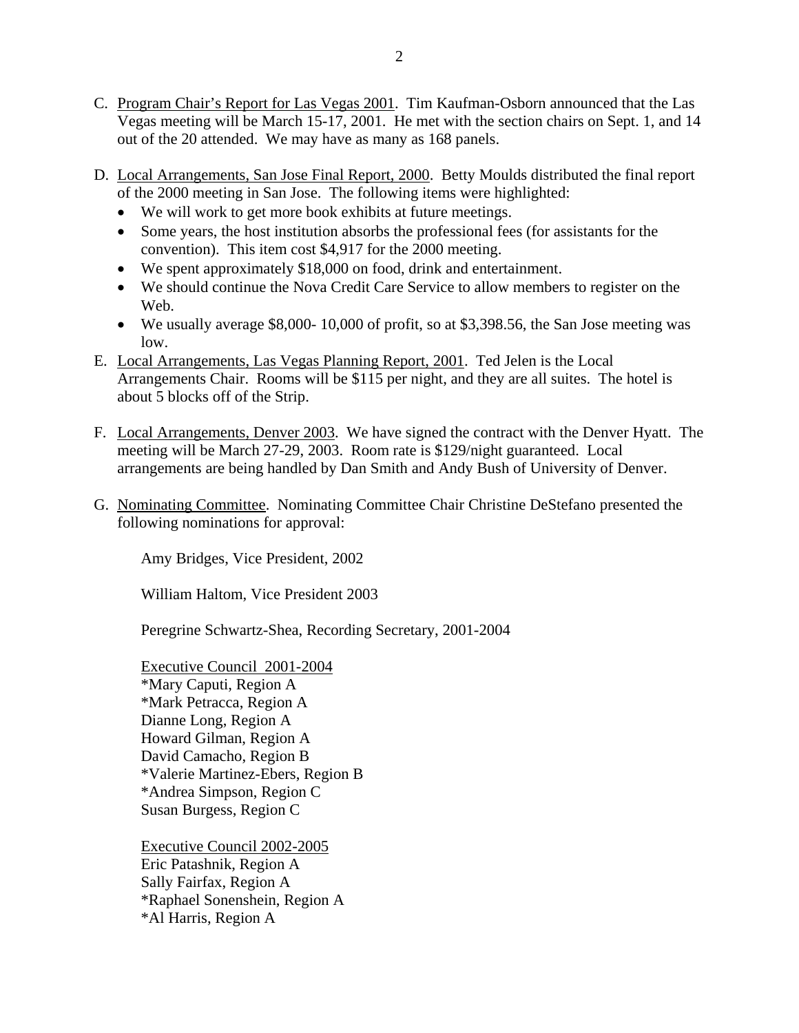C. Program Chair's Report for Las Vegas 2001. Tim Kaufman-Osborn announced that the Las Vegas meeting will be March 15-17, 2001. He met with the section chairs on Sept. 1, and 14 out of the 20 attended. We may have as many as 168 panels.

D. Local Arrangements, San Jose Final Report, 2000. Betty Moulds distributed the final report of the 2000 meeting in San Jose. The following items were highlighted:
   - We will work to get more book exhibits at future meetings.
   - Some years, the host institution absorbs the professional fees (for assistants for the convention). This item cost $4,917 for the 2000 meeting.
   - We spent approximately $18,000 on food, drink and entertainment.
   - We should continue the Nova Credit Care Service to allow members to register on the Web.
   - We usually average $8,000- 10,000 of profit, so at $3,398.56, the San Jose meeting was low.

E. Local Arrangements, Las Vegas Planning Report, 2001. Ted Jelen is the Local Arrangements Chair. Rooms will be $115 per night, and they are all suites. The hotel is about 5 blocks off of the Strip.

F. Local Arrangements, Denver 2003. We have signed the contract with the Denver Hyatt. The meeting will be March 27-29, 2003. Room rate is $129/night guaranteed. Local arrangements are being handled by Dan Smith and Andy Bush of University of Denver.

G. Nominating Committee. Nominating Committee Chair Christine DeStefano presented the following nominations for approval:

   Amy Bridges, Vice President, 2002

   William Haltom, Vice President 2003

   Peregrine Schwartz-Shea, Recording Secretary, 2001-2004

   Executive Council 2001-2004
   *Mary Caputi, Region A
   *Mark Petracca, Region A
   Dianne Long, Region A
   Howard Gilman, Region A
   David Camacho, Region B
   *Valerie Martinez-Ebers, Region B
   *Andrea Simpson, Region C
   Susan Burgess, Region C

   Executive Council 2002-2005
   Eric Patashnik, Region A
   Sally Fairfax, Region A
   *Raphael Sonenshein, Region A
   *Al Harris, Region A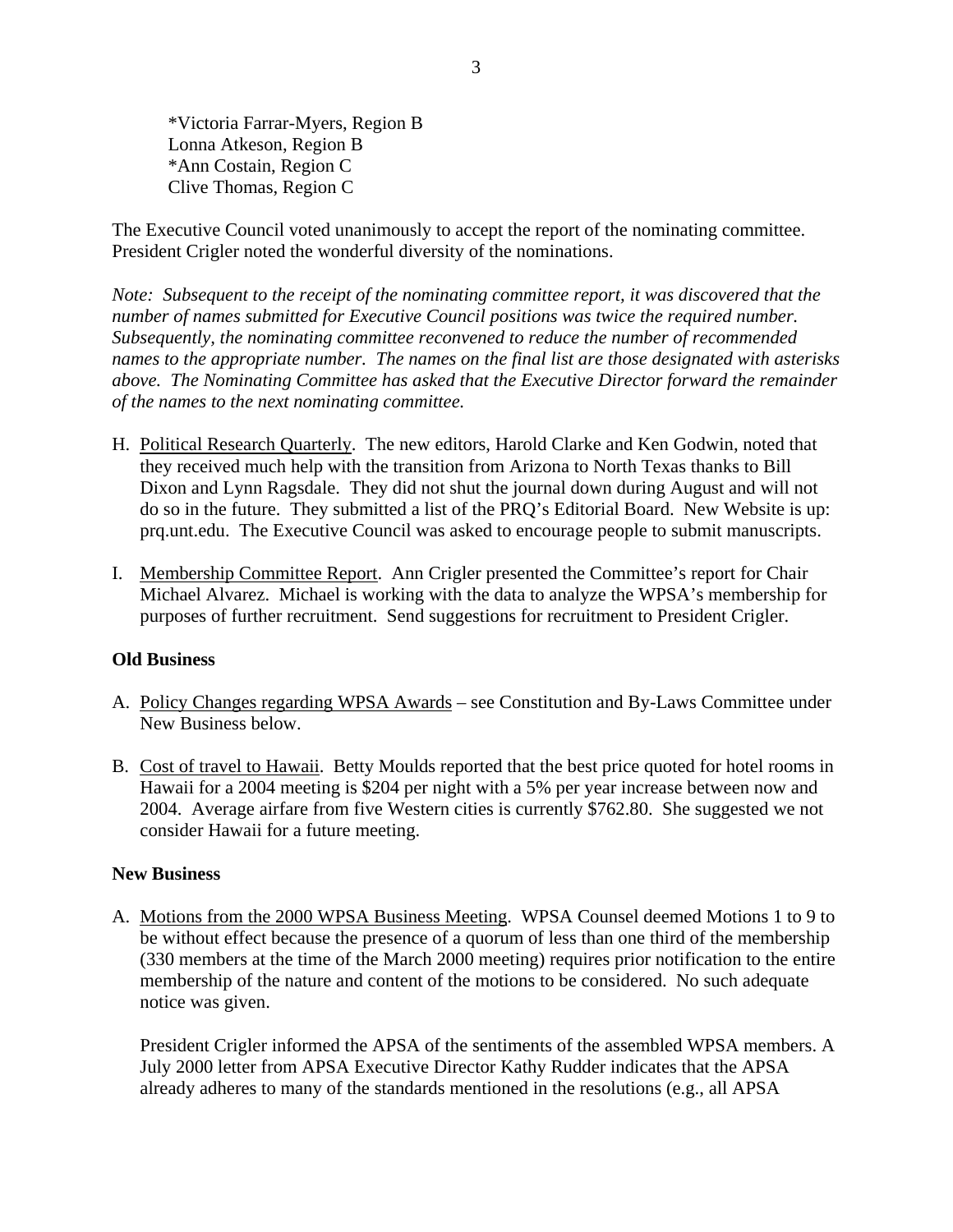*Victoria Farrar-Myers, Region B
Lonna Atkeson, Region B
*Ann Costain, Region C
Clive Thomas, Region C

The Executive Council voted unanimously to accept the report of the nominating committee. President Crigler noted the wonderful diversity of the nominations.

*Note: Subsequent to the receipt of the nominating committee report, it was discovered that the number of names submitted for Executive Council positions was twice the required number. Subsequently, the nominating committee reconvened to reduce the number of recommended names to the appropriate number. The names on the final list are those designated with asterisks above. The Nominating Committee has asked that the Executive Director forward the remainder of the names to the next nominating committee.*

H. Political Research Quarterly. The new editors, Harold Clarke and Ken Godwin, noted that they received much help with the transition from Arizona to North Texas thanks to Bill Dixon and Lynn Ragsdale. They did not shut the journal down during August and will not do so in the future. They submitted a list of the PRQ's Editorial Board. New Website is up: prq.unt.edu. The Executive Council was asked to encourage people to submit manuscripts.

I. Membership Committee Report. Ann Crigler presented the Committee's report for Chair Michael Alvarez. Michael is working with the data to analyze the WPSA's membership for purposes of further recruitment. Send suggestions for recruitment to President Crigler.

**Old Business**

A. Policy Changes regarding WPSA Awards – see Constitution and By-Laws Committee under New Business below.

B. Cost of travel to Hawaii. Betty Moulds reported that the best price quoted for hotel rooms in Hawaii for a 2004 meeting is $204 per night with a 5% per year increase between now and 2004. Average airfare from five Western cities is currently $762.80. She suggested we not consider Hawaii for a future meeting.

**New Business**

A. Motions from the 2000 WPSA Business Meeting. WPSA Counsel deemed Motions 1 to 9 to be without effect because the presence of a quorum of less than one third of the membership (330 members at the time of the March 2000 meeting) requires prior notification to the entire membership of the nature and content of the motions to be considered. No such adequate notice was given.

   President Crigler informed the APSA of the sentiments of the assembled WPSA members. A July 2000 letter from APSA Executive Director Kathy Rudder indicates that the APSA already adheres to many of the standards mentioned in the resolutions (e.g., all APSA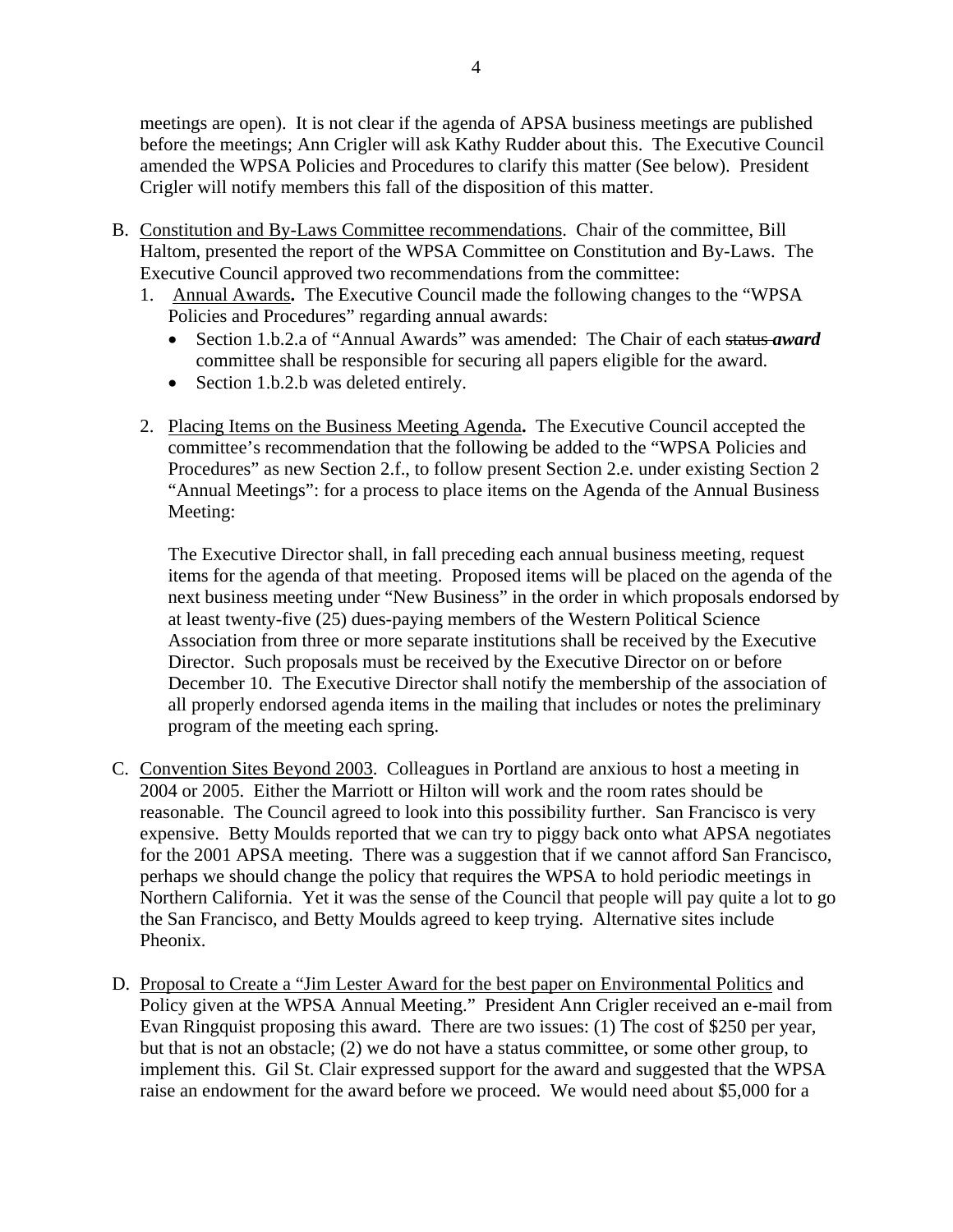meetings are open). It is not clear if the agenda of APSA business meetings are published before the meetings; Ann Crigler will ask Kathy Rudder about this. The Executive Council amended the WPSA Policies and Procedures to clarify this matter (See below). President Crigler will notify members this fall of the disposition of this matter.

B. Constitution and By-Laws Committee recommendations. Chair of the committee, Bill Haltom, presented the report of the WPSA Committee on Constitution and By-Laws. The Executive Council approved two recommendations from the committee:
   1. Annual Awards**.** The Executive Council made the following changes to the "WPSA Policies and Procedures" regarding annual awards:
      - Section 1.b.2.a of "Annual Awards" was amended: The Chair of each ~~status~~ ***award*** committee shall be responsible for securing all papers eligible for the award.
      - Section 1.b.2.b was deleted entirely.

   2. Placing Items on the Business Meeting Agenda**.** The Executive Council accepted the committee's recommendation that the following be added to the "WPSA Policies and Procedures" as new Section 2.f., to follow present Section 2.e. under existing Section 2 "Annual Meetings": for a process to place items on the Agenda of the Annual Business Meeting:

      The Executive Director shall, in fall preceding each annual business meeting, request items for the agenda of that meeting. Proposed items will be placed on the agenda of the next business meeting under "New Business" in the order in which proposals endorsed by at least twenty-five (25) dues-paying members of the Western Political Science Association from three or more separate institutions shall be received by the Executive Director. Such proposals must be received by the Executive Director on or before December 10. The Executive Director shall notify the membership of the association of all properly endorsed agenda items in the mailing that includes or notes the preliminary program of the meeting each spring.

C. Convention Sites Beyond 2003. Colleagues in Portland are anxious to host a meeting in 2004 or 2005. Either the Marriott or Hilton will work and the room rates should be reasonable. The Council agreed to look into this possibility further. San Francisco is very expensive. Betty Moulds reported that we can try to piggy back onto what APSA negotiates for the 2001 APSA meeting. There was a suggestion that if we cannot afford San Francisco, perhaps we should change the policy that requires the WPSA to hold periodic meetings in Northern California. Yet it was the sense of the Council that people will pay quite a lot to go the San Francisco, and Betty Moulds agreed to keep trying. Alternative sites include Pheonix.

D. Proposal to Create a "Jim Lester Award for the best paper on Environmental Politics and Policy given at the WPSA Annual Meeting." President Ann Crigler received an e-mail from Evan Ringquist proposing this award. There are two issues: (1) The cost of $250 per year, but that is not an obstacle; (2) we do not have a status committee, or some other group, to implement this. Gil St. Clair expressed support for the award and suggested that the WPSA raise an endowment for the award before we proceed. We would need about $5,000 for a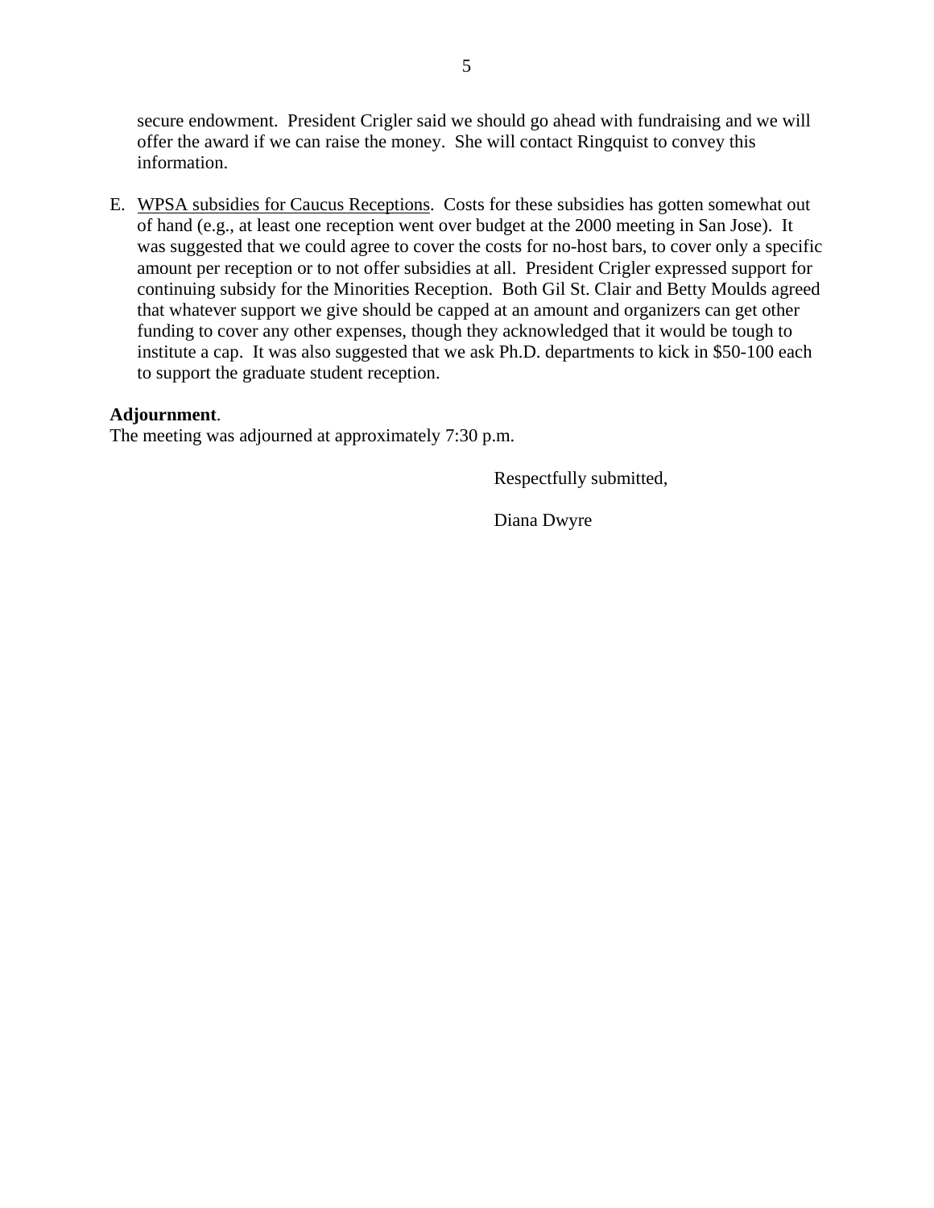secure endowment. President Crigler said we should go ahead with fundraising and we will offer the award if we can raise the money. She will contact Ringquist to convey this information.

E. WPSA subsidies for Caucus Receptions. Costs for these subsidies has gotten somewhat out of hand (e.g., at least one reception went over budget at the 2000 meeting in San Jose). It was suggested that we could agree to cover the costs for no-host bars, to cover only a specific amount per reception or to not offer subsidies at all. President Crigler expressed support for continuing subsidy for the Minorities Reception. Both Gil St. Clair and Betty Moulds agreed that whatever support we give should be capped at an amount and organizers can get other funding to cover any other expenses, though they acknowledged that it would be tough to institute a cap. It was also suggested that we ask Ph.D. departments to kick in $50-100 each to support the graduate student reception.

**Adjournment**.
The meeting was adjourned at approximately 7:30 p.m.

Respectfully submitted,

Diana Dwyre